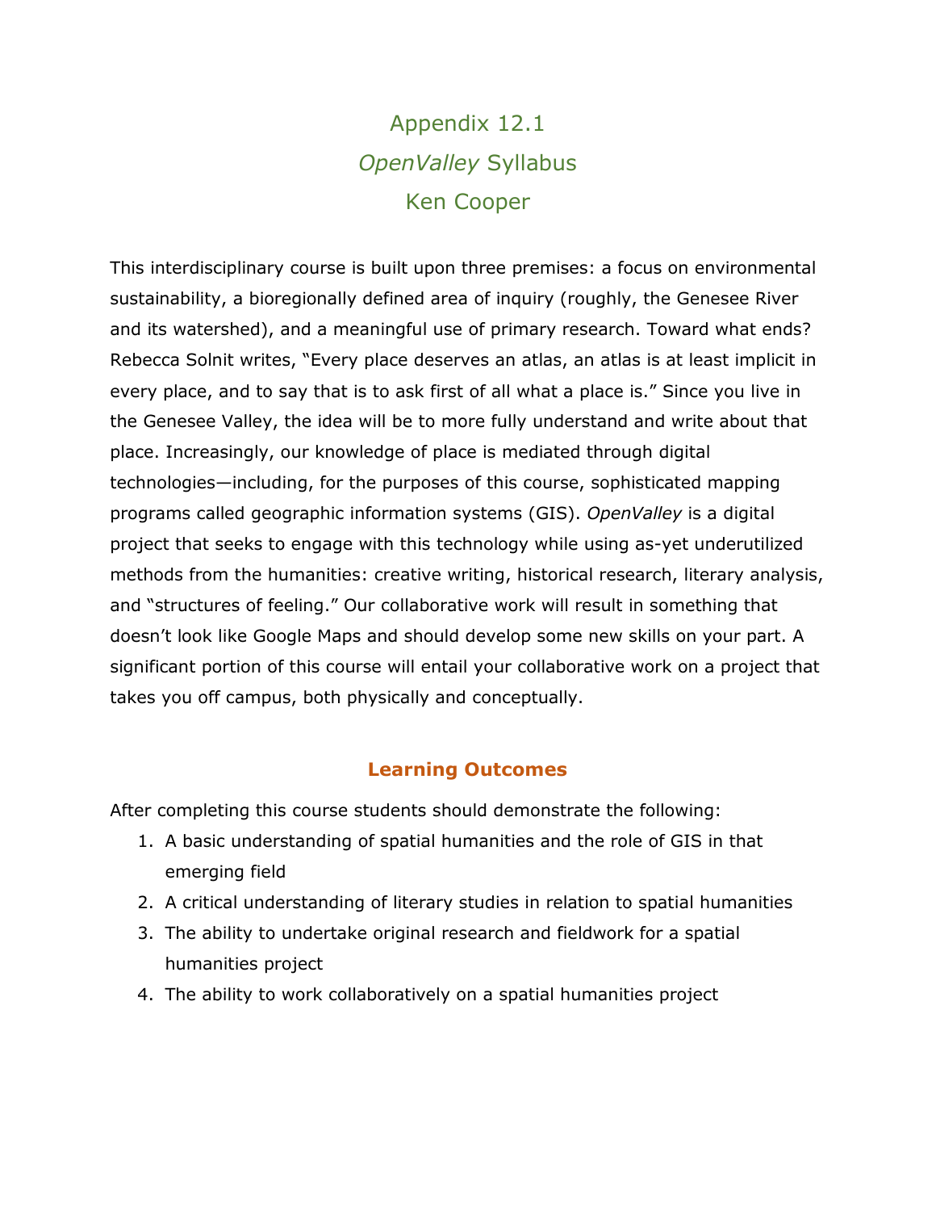# Appendix 12.1
# *OpenValley* Syllabus
# Ken Cooper

This interdisciplinary course is built upon three premises: a focus on environmental sustainability, a bioregionally defined area of inquiry (roughly, the Genesee River and its watershed), and a meaningful use of primary research. Toward what ends? Rebecca Solnit writes, "Every place deserves an atlas, an atlas is at least implicit in every place, and to say that is to ask first of all what a place is." Since you live in the Genesee Valley, the idea will be to more fully understand and write about that place. Increasingly, our knowledge of place is mediated through digital technologies—including, for the purposes of this course, sophisticated mapping programs called geographic information systems (GIS). *OpenValley* is a digital project that seeks to engage with this technology while using as-yet underutilized methods from the humanities: creative writing, historical research, literary analysis, and "structures of feeling." Our collaborative work will result in something that doesn't look like Google Maps and should develop some new skills on your part. A significant portion of this course will entail your collaborative work on a project that takes you off campus, both physically and conceptually.

## Learning Outcomes

After completing this course students should demonstrate the following:

1. A basic understanding of spatial humanities and the role of GIS in that emerging field
2. A critical understanding of literary studies in relation to spatial humanities
3. The ability to undertake original research and fieldwork for a spatial humanities project
4. The ability to work collaboratively on a spatial humanities project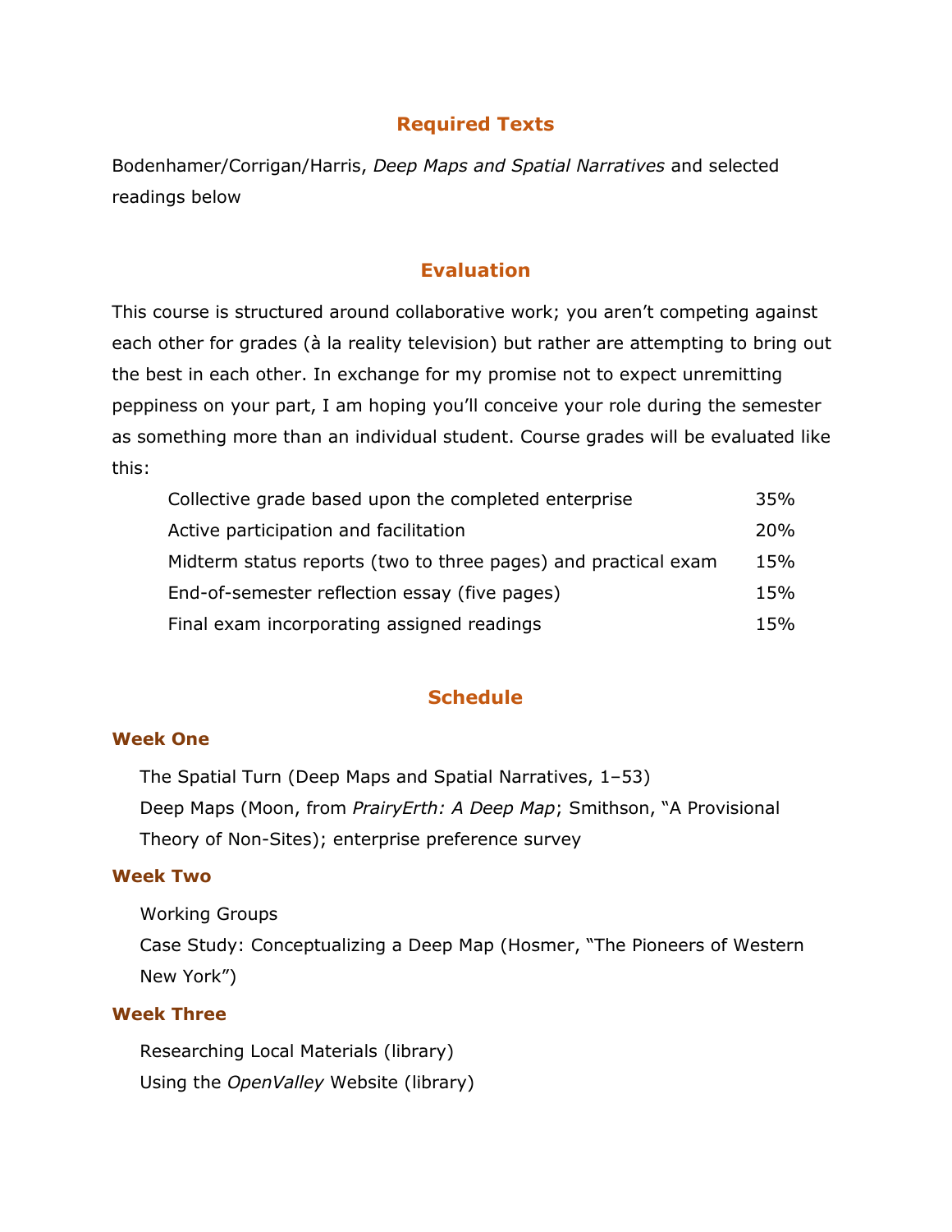## Required Texts

Bodenhamer/Corrigan/Harris, *Deep Maps and Spatial Narratives* and selected readings below

## Evaluation

This course is structured around collaborative work; you aren't competing against each other for grades (à la reality television) but rather are attempting to bring out the best in each other. In exchange for my promise not to expect unremitting peppiness on your part, I am hoping you'll conceive your role during the semester as something more than an individual student. Course grades will be evaluated like this:

| | |
|---|---|
| Collective grade based upon the completed enterprise | 35% |
| Active participation and facilitation | 20% |
| Midterm status reports (two to three pages) and practical exam | 15% |
| End-of-semester reflection essay (five pages) | 15% |
| Final exam incorporating assigned readings | 15% |

## Schedule

### Week One

The Spatial Turn (Deep Maps and Spatial Narratives, 1–53)

Deep Maps (Moon, from *PrairyErth: A Deep Map*; Smithson, "A Provisional Theory of Non-Sites); enterprise preference survey

### Week Two

Working Groups

Case Study: Conceptualizing a Deep Map (Hosmer, "The Pioneers of Western New York")

### Week Three

Researching Local Materials (library)

Using the *OpenValley* Website (library)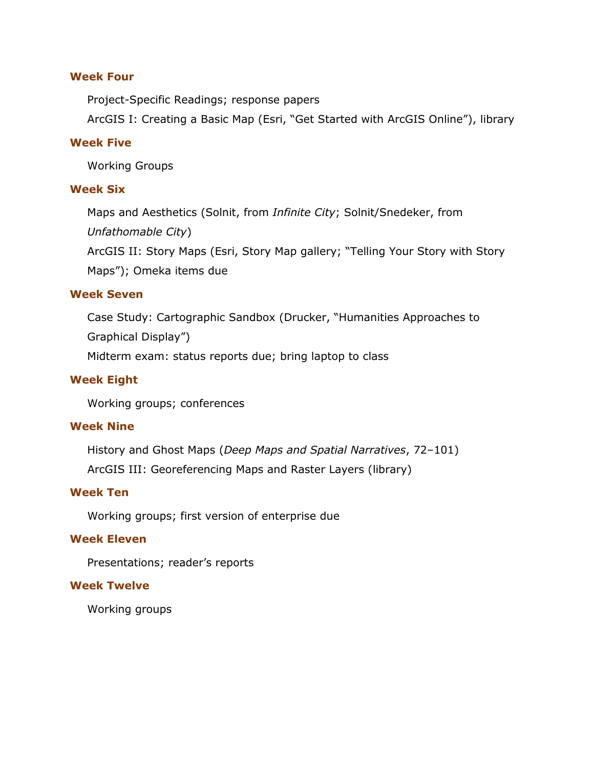### Week Four

Project-Specific Readings; response papers

ArcGIS I: Creating a Basic Map (Esri, "Get Started with ArcGIS Online"), library

### Week Five

Working Groups

### Week Six

Maps and Aesthetics (Solnit, from *Infinite City*; Solnit/Snedeker, from *Unfathomable City*)

ArcGIS II: Story Maps (Esri, Story Map gallery; "Telling Your Story with Story Maps"); Omeka items due

### Week Seven

Case Study: Cartographic Sandbox (Drucker, "Humanities Approaches to Graphical Display")

Midterm exam: status reports due; bring laptop to class

### Week Eight

Working groups; conferences

### Week Nine

History and Ghost Maps (*Deep Maps and Spatial Narratives*, 72–101)

ArcGIS III: Georeferencing Maps and Raster Layers (library)

### Week Ten

Working groups; first version of enterprise due

### Week Eleven

Presentations; reader's reports

### Week Twelve

Working groups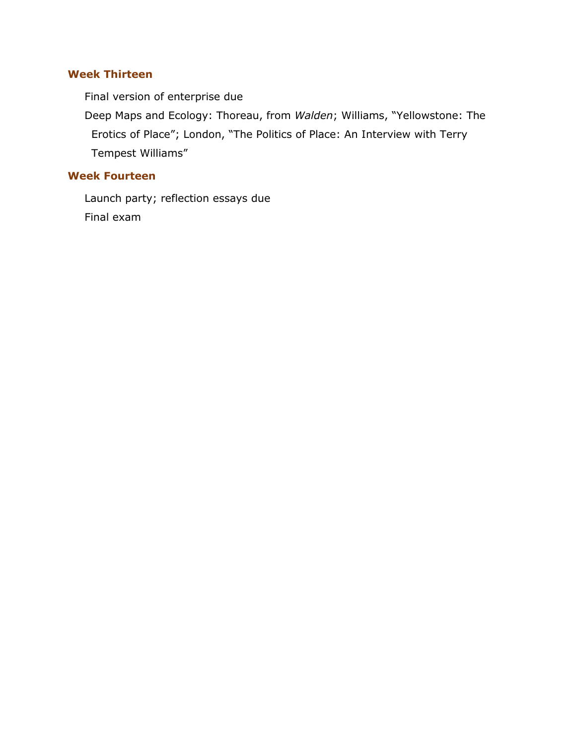### Week Thirteen

Final version of enterprise due

Deep Maps and Ecology: Thoreau, from *Walden*; Williams, "Yellowstone: The Erotics of Place"; London, "The Politics of Place: An Interview with Terry Tempest Williams"

### Week Fourteen

Launch party; reflection essays due

Final exam